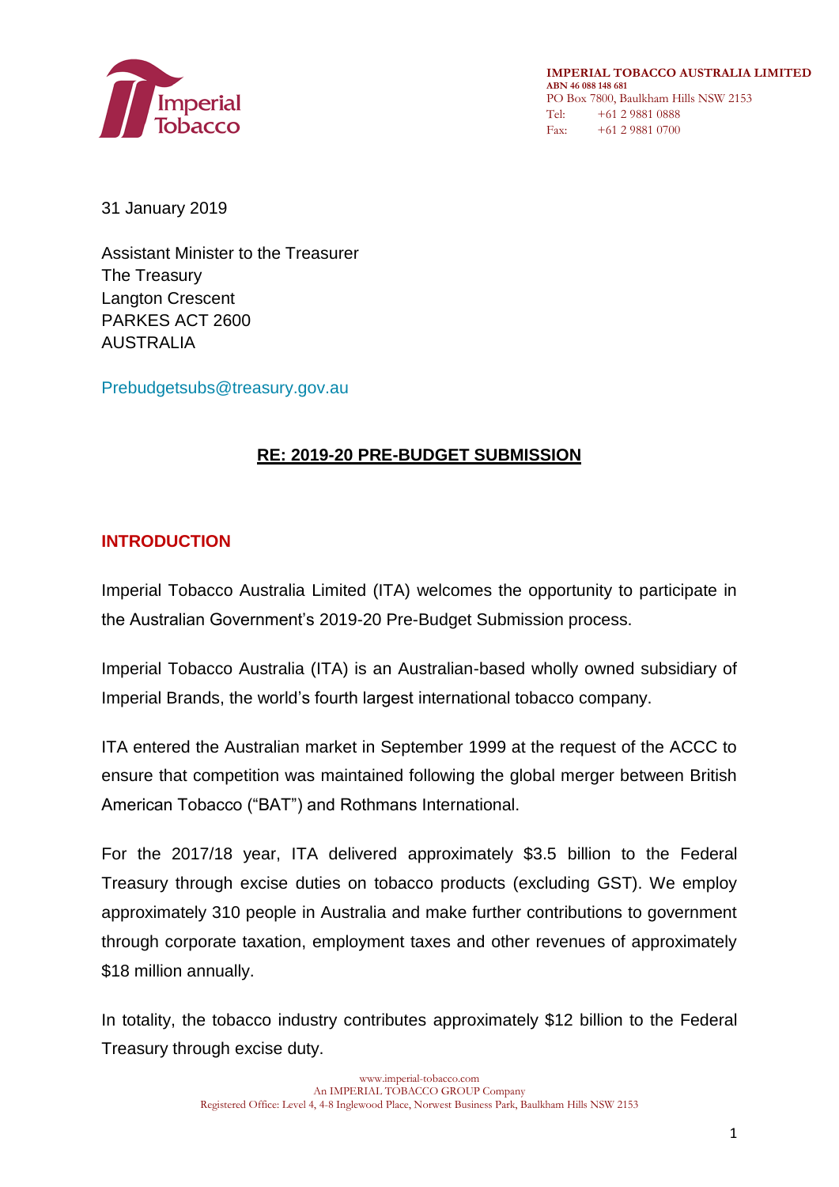**IMPERIAL TOBACCO AUSTRALIA LIMITED**
ABN 46 088 148 681
PO Box 7800, Baulkham Hills NSW 2153
Tel: +61 2 9881 0888
Fax: +61 2 9881 0700

31 January 2019

Assistant Minister to the Treasurer
The Treasury
Langton Crescent
PARKES ACT 2600
AUSTRALIA

Prebudgetsubs@treasury.gov.au

**RE: 2019-20 PRE-BUDGET SUBMISSION**

## INTRODUCTION

Imperial Tobacco Australia Limited (ITA) welcomes the opportunity to participate in the Australian Government's 2019-20 Pre-Budget Submission process.

Imperial Tobacco Australia (ITA) is an Australian-based wholly owned subsidiary of Imperial Brands, the world's fourth largest international tobacco company.

ITA entered the Australian market in September 1999 at the request of the ACCC to ensure that competition was maintained following the global merger between British American Tobacco ("BAT") and Rothmans International.

For the 2017/18 year, ITA delivered approximately $3.5 billion to the Federal Treasury through excise duties on tobacco products (excluding GST). We employ approximately 310 people in Australia and make further contributions to government through corporate taxation, employment taxes and other revenues of approximately $18 million annually.

In totality, the tobacco industry contributes approximately $12 billion to the Federal Treasury through excise duty.

www.imperial-tobacco.com
An IMPERIAL TOBACCO GROUP Company
Registered Office: Level 4, 4-8 Inglewood Place, Norwest Business Park, Baulkham Hills NSW 2153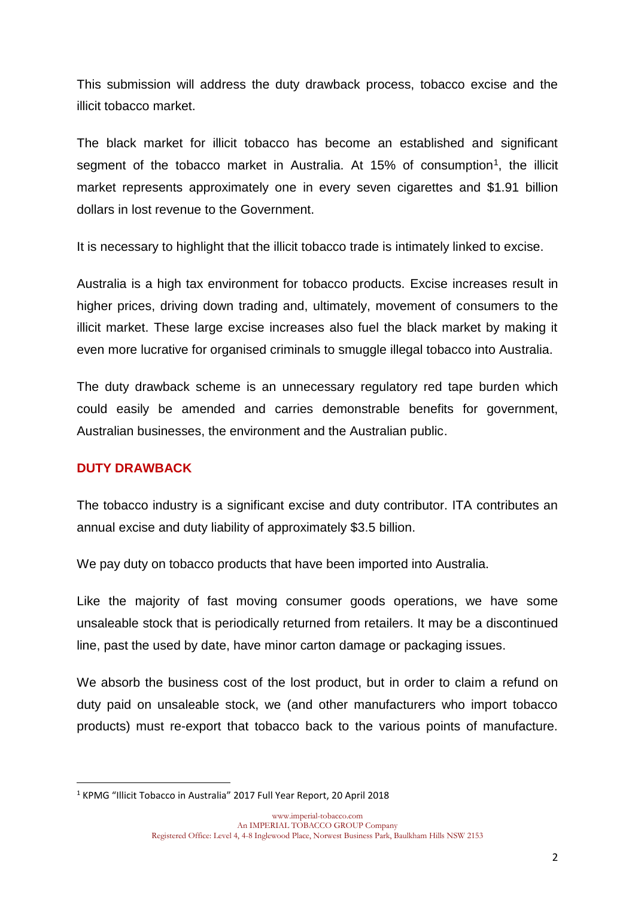This submission will address the duty drawback process, tobacco excise and the illicit tobacco market.

The black market for illicit tobacco has become an established and significant segment of the tobacco market in Australia. At 15% of consumption[1], the illicit market represents approximately one in every seven cigarettes and $1.91 billion dollars in lost revenue to the Government.

It is necessary to highlight that the illicit tobacco trade is intimately linked to excise.

Australia is a high tax environment for tobacco products. Excise increases result in higher prices, driving down trading and, ultimately, movement of consumers to the illicit market. These large excise increases also fuel the black market by making it even more lucrative for organised criminals to smuggle illegal tobacco into Australia.

The duty drawback scheme is an unnecessary regulatory red tape burden which could easily be amended and carries demonstrable benefits for government, Australian businesses, the environment and the Australian public.

## DUTY DRAWBACK

The tobacco industry is a significant excise and duty contributor. ITA contributes an annual excise and duty liability of approximately $3.5 billion.

We pay duty on tobacco products that have been imported into Australia.

Like the majority of fast moving consumer goods operations, we have some unsaleable stock that is periodically returned from retailers. It may be a discontinued line, past the used by date, have minor carton damage or packaging issues.

We absorb the business cost of the lost product, but in order to claim a refund on duty paid on unsaleable stock, we (and other manufacturers who import tobacco products) must re-export that tobacco back to the various points of manufacture.

[1] KPMG "Illicit Tobacco in Australia" 2017 Full Year Report, 20 April 2018

www.imperial-tobacco.com
An IMPERIAL TOBACCO GROUP Company
Registered Office: Level 4, 4-8 Inglewood Place, Norwest Business Park, Baulkham Hills NSW 2153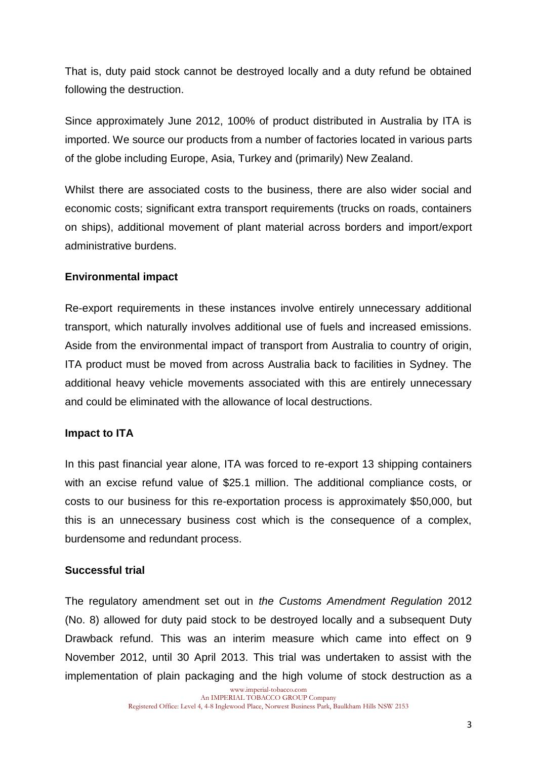That is, duty paid stock cannot be destroyed locally and a duty refund be obtained following the destruction.

Since approximately June 2012, 100% of product distributed in Australia by ITA is imported. We source our products from a number of factories located in various parts of the globe including Europe, Asia, Turkey and (primarily) New Zealand.

Whilst there are associated costs to the business, there are also wider social and economic costs; significant extra transport requirements (trucks on roads, containers on ships), additional movement of plant material across borders and import/export administrative burdens.

**Environmental impact**

Re-export requirements in these instances involve entirely unnecessary additional transport, which naturally involves additional use of fuels and increased emissions. Aside from the environmental impact of transport from Australia to country of origin, ITA product must be moved from across Australia back to facilities in Sydney. The additional heavy vehicle movements associated with this are entirely unnecessary and could be eliminated with the allowance of local destructions.

**Impact to ITA**

In this past financial year alone, ITA was forced to re-export 13 shipping containers with an excise refund value of $25.1 million. The additional compliance costs, or costs to our business for this re-exportation process is approximately $50,000, but this is an unnecessary business cost which is the consequence of a complex, burdensome and redundant process.

**Successful trial**

The regulatory amendment set out in *the Customs Amendment Regulation* 2012 (No. 8) allowed for duty paid stock to be destroyed locally and a subsequent Duty Drawback refund. This was an interim measure which came into effect on 9 November 2012, until 30 April 2013. This trial was undertaken to assist with the implementation of plain packaging and the high volume of stock destruction as a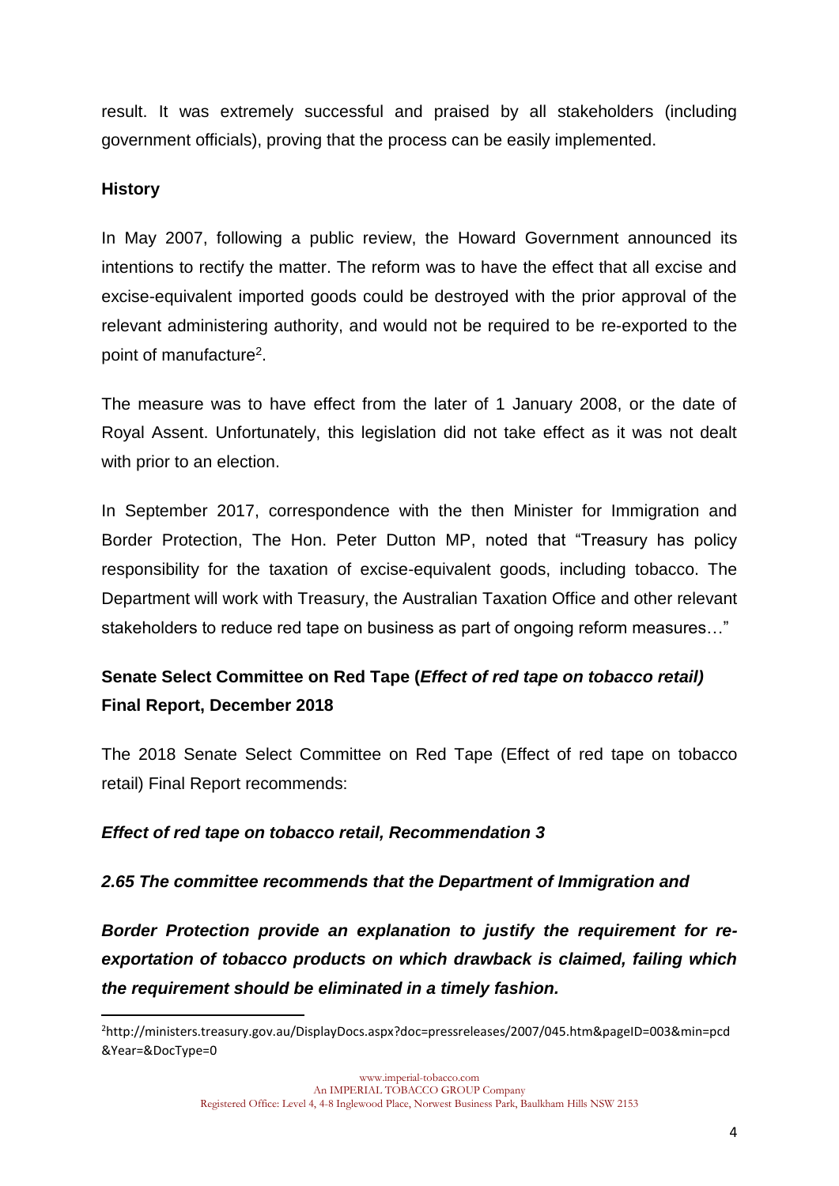result. It was extremely successful and praised by all stakeholders (including government officials), proving that the process can be easily implemented.

**History**

In May 2007, following a public review, the Howard Government announced its intentions to rectify the matter. The reform was to have the effect that all excise and excise-equivalent imported goods could be destroyed with the prior approval of the relevant administering authority, and would not be required to be re-exported to the point of manufacture[2].

The measure was to have effect from the later of 1 January 2008, or the date of Royal Assent. Unfortunately, this legislation did not take effect as it was not dealt with prior to an election.

In September 2017, correspondence with the then Minister for Immigration and Border Protection, The Hon. Peter Dutton MP, noted that "Treasury has policy responsibility for the taxation of excise-equivalent goods, including tobacco. The Department will work with Treasury, the Australian Taxation Office and other relevant stakeholders to reduce red tape on business as part of ongoing reform measures…"

**Senate Select Committee on Red Tape (*Effect of red tape on tobacco retail)* Final Report, December 2018**

The 2018 Senate Select Committee on Red Tape (Effect of red tape on tobacco retail) Final Report recommends:

***Effect of red tape on tobacco retail, Recommendation 3***

***2.65 The committee recommends that the Department of Immigration and Border Protection provide an explanation to justify the requirement for re-exportation of tobacco products on which drawback is claimed, failing which the requirement should be eliminated in a timely fashion.***

[2] http://ministers.treasury.gov.au/DisplayDocs.aspx?doc=pressreleases/2007/045.htm&pageID=003&min=pcd&Year=&DocType=0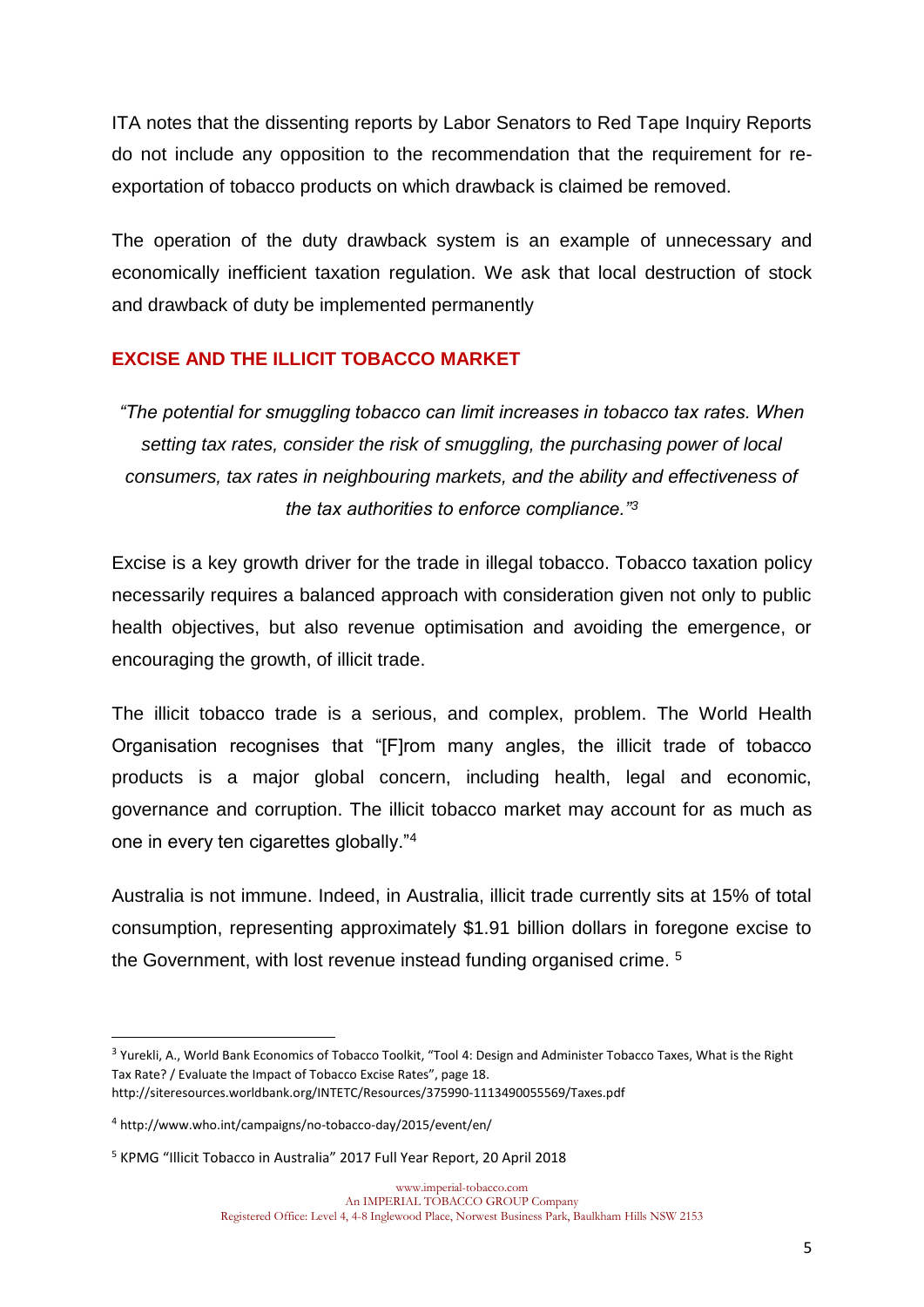ITA notes that the dissenting reports by Labor Senators to Red Tape Inquiry Reports do not include any opposition to the recommendation that the requirement for re-exportation of tobacco products on which drawback is claimed be removed.

The operation of the duty drawback system is an example of unnecessary and economically inefficient taxation regulation. We ask that local destruction of stock and drawback of duty be implemented permanently

## EXCISE AND THE ILLICIT TOBACCO MARKET

*"The potential for smuggling tobacco can limit increases in tobacco tax rates. When setting tax rates, consider the risk of smuggling, the purchasing power of local consumers, tax rates in neighbouring markets, and the ability and effectiveness of the tax authorities to enforce compliance."*[3]

Excise is a key growth driver for the trade in illegal tobacco. Tobacco taxation policy necessarily requires a balanced approach with consideration given not only to public health objectives, but also revenue optimisation and avoiding the emergence, or encouraging the growth, of illicit trade.

The illicit tobacco trade is a serious, and complex, problem. The World Health Organisation recognises that "[F]rom many angles, the illicit trade of tobacco products is a major global concern, including health, legal and economic, governance and corruption. The illicit tobacco market may account for as much as one in every ten cigarettes globally."[4]

Australia is not immune. Indeed, in Australia, illicit trade currently sits at 15% of total consumption, representing approximately $1.91 billion dollars in foregone excise to the Government, with lost revenue instead funding organised crime. [5]

---

[3] Yurekli, A., World Bank Economics of Tobacco Toolkit, "Tool 4: Design and Administer Tobacco Taxes, What is the Right Tax Rate? / Evaluate the Impact of Tobacco Excise Rates", page 18. http://siteresources.worldbank.org/INTETC/Resources/375990-1113490055569/Taxes.pdf

[4] http://www.who.int/campaigns/no-tobacco-day/2015/event/en/

[5] KPMG "Illicit Tobacco in Australia" 2017 Full Year Report, 20 April 2018

www.imperial-tobacco.com
An IMPERIAL TOBACCO GROUP Company
Registered Office: Level 4, 4-8 Inglewood Place, Norwest Business Park, Baulkham Hills NSW 2153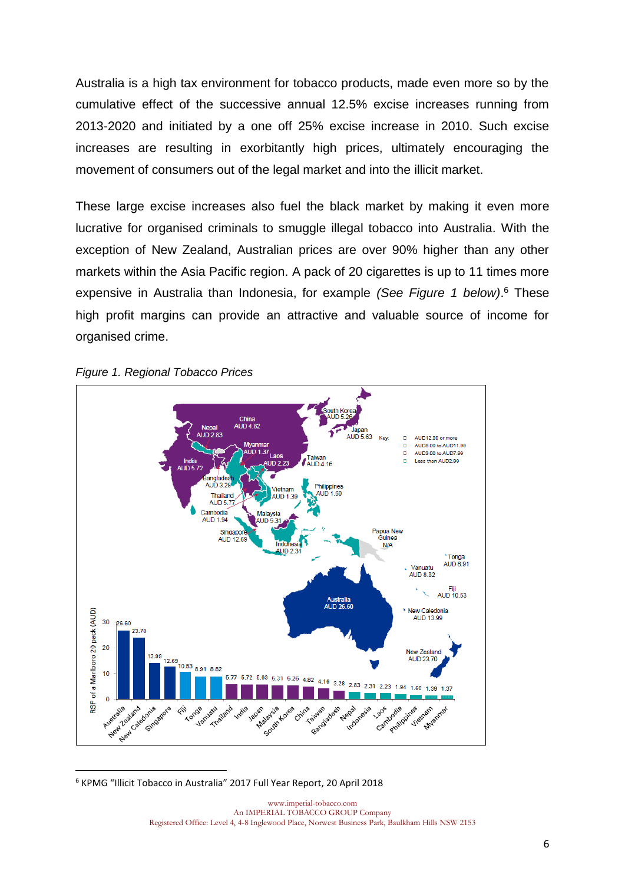Australia is a high tax environment for tobacco products, made even more so by the cumulative effect of the successive annual 12.5% excise increases running from 2013-2020 and initiated by a one off 25% excise increase in 2010. Such excise increases are resulting in exorbitantly high prices, ultimately encouraging the movement of consumers out of the legal market and into the illicit market.

These large excise increases also fuel the black market by making it even more lucrative for organised criminals to smuggle illegal tobacco into Australia. With the exception of New Zealand, Australian prices are over 90% higher than any other markets within the Asia Pacific region. A pack of 20 cigarettes is up to 11 times more expensive in Australia than Indonesia, for example *(See Figure 1 below)*.[6] These high profit margins can provide an attractive and valuable source of income for organised crime.

*Figure 1. Regional Tobacco Prices*

Key: AUD12.00 or more; AUD8.00 to AUD11.99; AUD3.00 to AUD7.99; Less than AUD2.99

RSP of a Marlboro 20 pack (AUD)

| Country | Price (AUD) |
|---|---|
| Australia | 26.60 |
| New Zealand | 23.70 |
| New Caledonia | 13.99 |
| Singapore | 12.69 |
| Fiji | 10.53 |
| Tonga | 8.91 |
| Vanuatu | 8.82 |
| Thailand | 5.77 |
| India | 5.72 |
| Japan | 5.63 |
| Malaysia | 5.31 |
| South Korea | 5.26 |
| China | 4.82 |
| Taiwan | 4.16 |
| Bangladesh | 3.28 |
| Nepal | 2.83 |
| Indonesia | 2.31 |
| Laos | 2.23 |
| Cambodia | 1.94 |
| Philippines | 1.60 |
| Vietnam | 1.39 |
| Myanmar | 1.37 |
| Papua New Guinea | N/A |

[6] KPMG "Illicit Tobacco in Australia" 2017 Full Year Report, 20 April 2018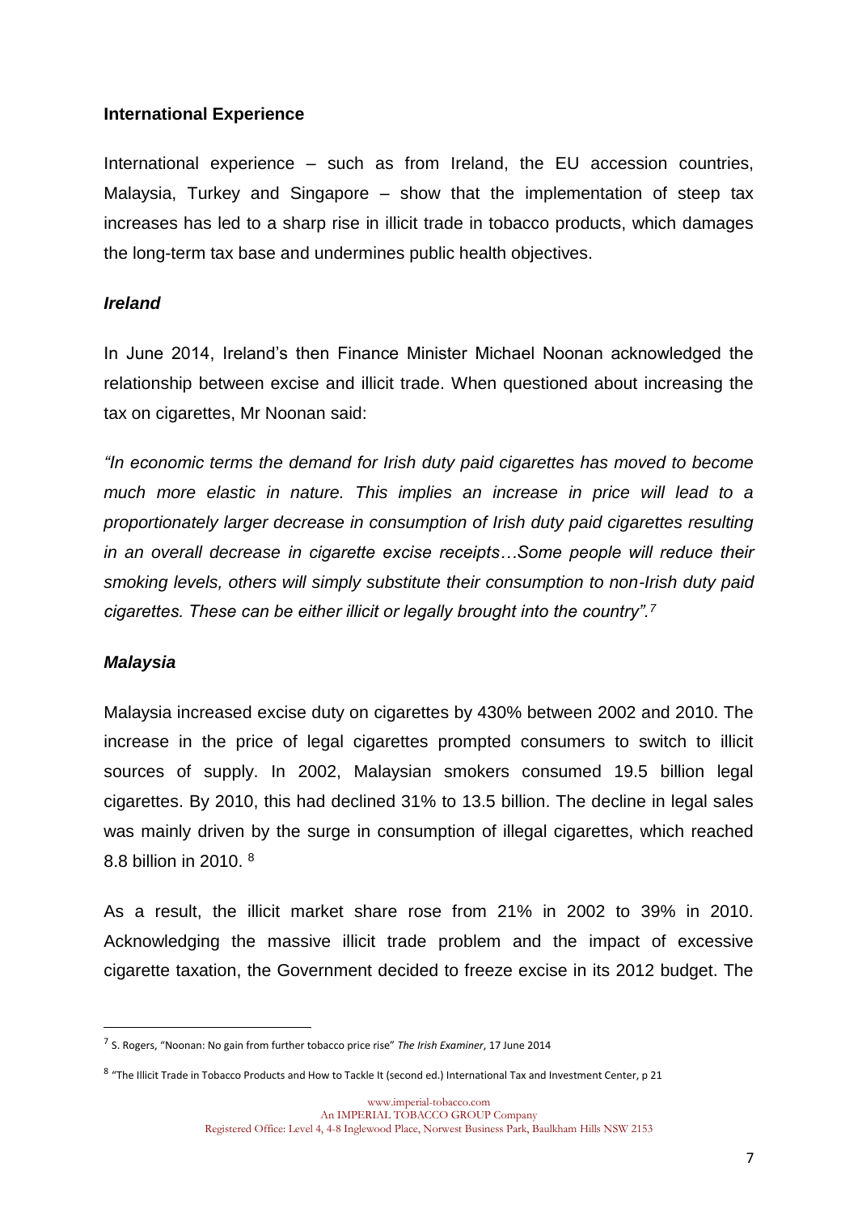**International Experience**

International experience – such as from Ireland, the EU accession countries, Malaysia, Turkey and Singapore – show that the implementation of steep tax increases has led to a sharp rise in illicit trade in tobacco products, which damages the long-term tax base and undermines public health objectives.

***Ireland***

In June 2014, Ireland's then Finance Minister Michael Noonan acknowledged the relationship between excise and illicit trade. When questioned about increasing the tax on cigarettes, Mr Noonan said:

*"In economic terms the demand for Irish duty paid cigarettes has moved to become much more elastic in nature. This implies an increase in price will lead to a proportionately larger decrease in consumption of Irish duty paid cigarettes resulting in an overall decrease in cigarette excise receipts…Some people will reduce their smoking levels, others will simply substitute their consumption to non-Irish duty paid cigarettes. These can be either illicit or legally brought into the country".*[7]

***Malaysia***

Malaysia increased excise duty on cigarettes by 430% between 2002 and 2010. The increase in the price of legal cigarettes prompted consumers to switch to illicit sources of supply. In 2002, Malaysian smokers consumed 19.5 billion legal cigarettes. By 2010, this had declined 31% to 13.5 billion. The decline in legal sales was mainly driven by the surge in consumption of illegal cigarettes, which reached 8.8 billion in 2010. [8]

As a result, the illicit market share rose from 21% in 2002 to 39% in 2010. Acknowledging the massive illicit trade problem and the impact of excessive cigarette taxation, the Government decided to freeze excise in its 2012 budget. The

---

[7] S. Rogers, "Noonan: No gain from further tobacco price rise" *The Irish Examiner*, 17 June 2014

[8] "The Illicit Trade in Tobacco Products and How to Tackle It (second ed.) International Tax and Investment Center, p 21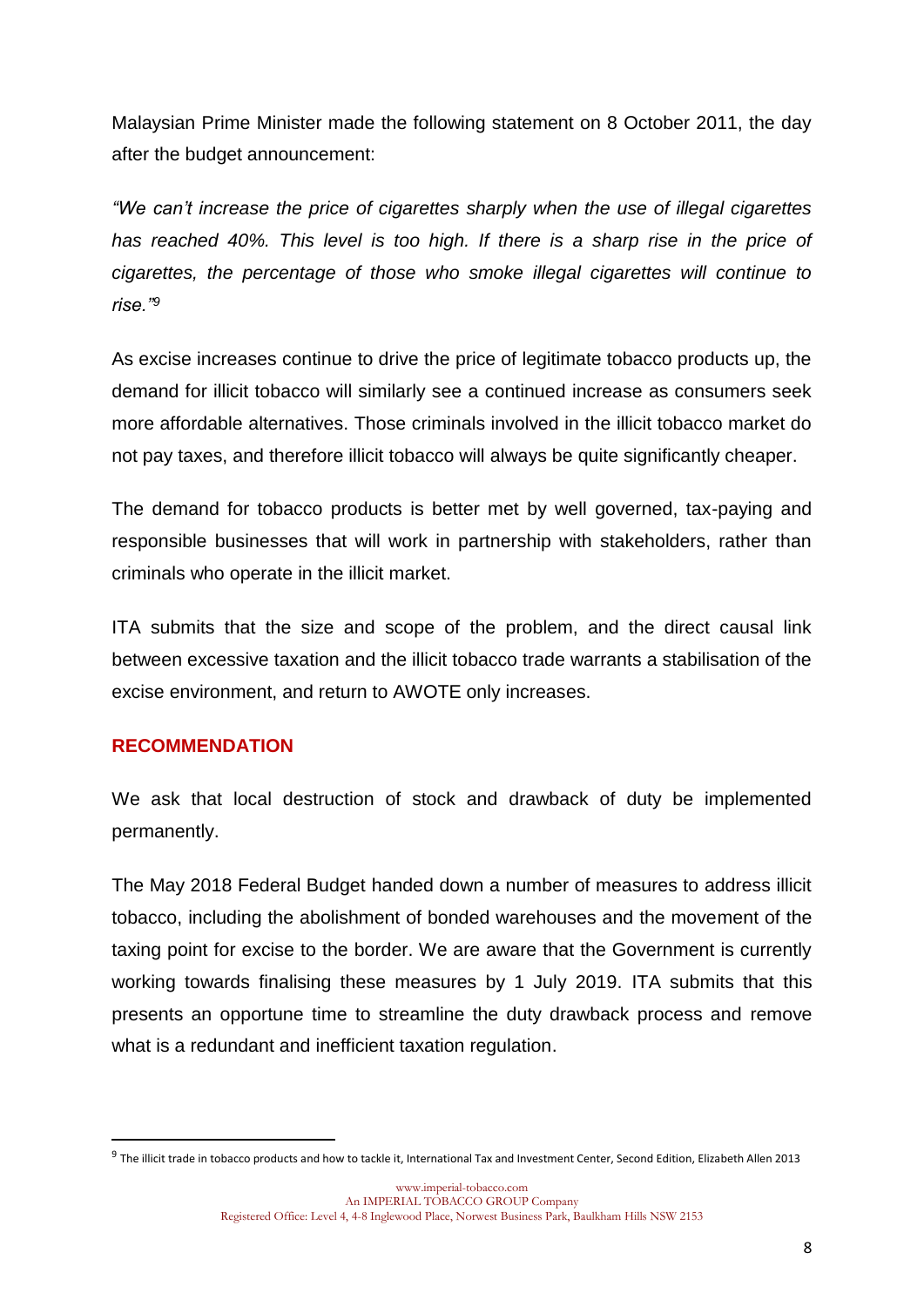Malaysian Prime Minister made the following statement on 8 October 2011, the day after the budget announcement:

*"We can't increase the price of cigarettes sharply when the use of illegal cigarettes has reached 40%. This level is too high. If there is a sharp rise in the price of cigarettes, the percentage of those who smoke illegal cigarettes will continue to rise."*[9]

As excise increases continue to drive the price of legitimate tobacco products up, the demand for illicit tobacco will similarly see a continued increase as consumers seek more affordable alternatives. Those criminals involved in the illicit tobacco market do not pay taxes, and therefore illicit tobacco will always be quite significantly cheaper.

The demand for tobacco products is better met by well governed, tax-paying and responsible businesses that will work in partnership with stakeholders, rather than criminals who operate in the illicit market.

ITA submits that the size and scope of the problem, and the direct causal link between excessive taxation and the illicit tobacco trade warrants a stabilisation of the excise environment, and return to AWOTE only increases.

## RECOMMENDATION

We ask that local destruction of stock and drawback of duty be implemented permanently.

The May 2018 Federal Budget handed down a number of measures to address illicit tobacco, including the abolishment of bonded warehouses and the movement of the taxing point for excise to the border. We are aware that the Government is currently working towards finalising these measures by 1 July 2019. ITA submits that this presents an opportune time to streamline the duty drawback process and remove what is a redundant and inefficient taxation regulation.

---

[9] The illicit trade in tobacco products and how to tackle it, International Tax and Investment Center, Second Edition, Elizabeth Allen 2013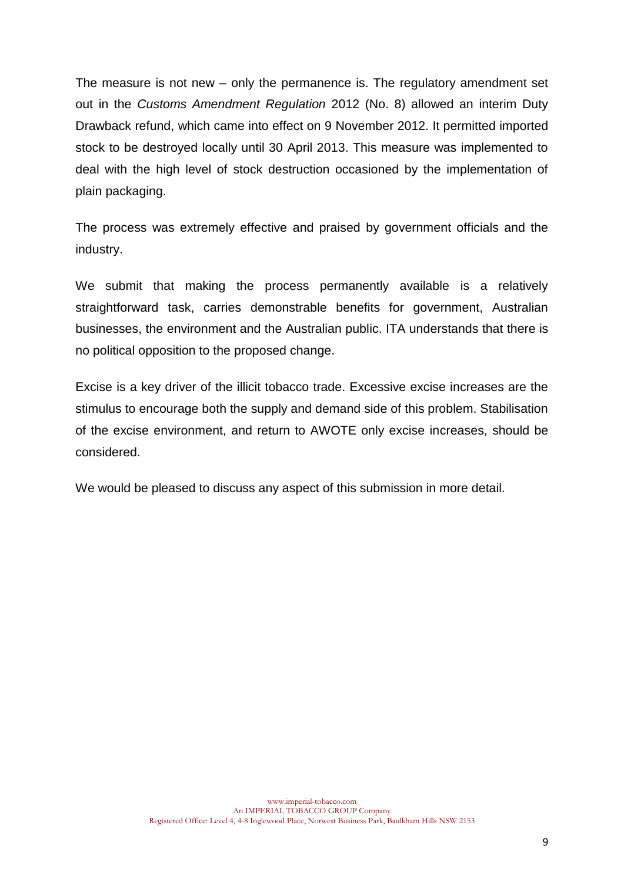The measure is not new – only the permanence is. The regulatory amendment set out in the *Customs Amendment Regulation* 2012 (No. 8) allowed an interim Duty Drawback refund, which came into effect on 9 November 2012. It permitted imported stock to be destroyed locally until 30 April 2013. This measure was implemented to deal with the high level of stock destruction occasioned by the implementation of plain packaging.

The process was extremely effective and praised by government officials and the industry.

We submit that making the process permanently available is a relatively straightforward task, carries demonstrable benefits for government, Australian businesses, the environment and the Australian public. ITA understands that there is no political opposition to the proposed change.

Excise is a key driver of the illicit tobacco trade. Excessive excise increases are the stimulus to encourage both the supply and demand side of this problem. Stabilisation of the excise environment, and return to AWOTE only excise increases, should be considered.

We would be pleased to discuss any aspect of this submission in more detail.